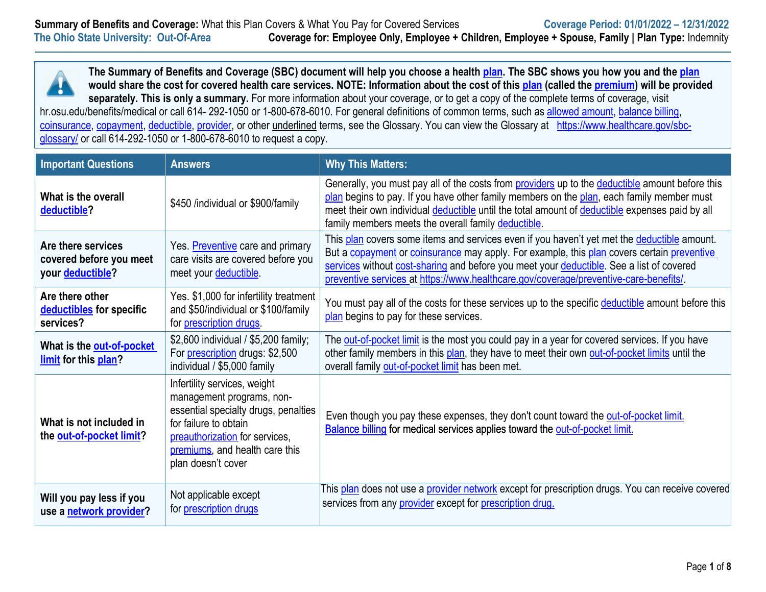**Summary of Benefits and Coverage:** What this Plan Covers & What You Pay for Covered Services

**Coverage Period: 01/01/2022 – 12/31/2022**

**The Ohio State University: Out-Of-Area**

**Coverage for: Employee Only, Employee + Children, Employee + Spouse, Family | Plan Type:** Indemnity

**The Summary of Benefits and Coverage (SBC) document will help you choose a health plan. The SBC shows you how you and the plan would share the cost for covered health care services. NOTE: Information about the cost of this plan (called the premium) will be provided separately. This is only a summary.** For more information about your coverage, or to get a copy of the complete terms of coverage, visit hr.osu.edu/benefits/medical or call 614- 292-1050 or 1-800-678-6010. For general definitions of common terms, such as allowed amount, balance billing, coinsurance, copayment, deductible, provider, or other underlined terms, see the Glossary. You can view the Glossary at https://www.healthcare.gov/sbc-glossary/ or call 614-292-1050 or 1-800-678-6010 to request a copy.

| Important Questions | Answers | Why This Matters: |
|---|---|---|
| **What is the overall deductible?** | $450 /individual or $900/family | Generally, you must pay all of the costs from providers up to the deductible amount before this plan begins to pay. If you have other family members on the plan, each family member must meet their own individual deductible until the total amount of deductible expenses paid by all family members meets the overall family deductible. |
| **Are there services covered before you meet your deductible?** | Yes. Preventive care and primary care visits are covered before you meet your deductible. | This plan covers some items and services even if you haven't yet met the deductible amount. But a copayment or coinsurance may apply. For example, this plan covers certain preventive services without cost-sharing and before you meet your deductible. See a list of covered preventive services at https://www.healthcare.gov/coverage/preventive-care-benefits/. |
| **Are there other deductibles for specific services?** | Yes. $1,000 for infertility treatment and $50/individual or $100/family for prescription drugs. | You must pay all of the costs for these services up to the specific deductible amount before this plan begins to pay for these services. |
| **What is the out-of-pocket limit for this plan?** | $2,600 individual / $5,200 family; For prescription drugs: $2,500 individual / $5,000 family | The out-of-pocket limit is the most you could pay in a year for covered services. If you have other family members in this plan, they have to meet their own out-of-pocket limits until the overall family out-of-pocket limit has been met. |
| **What is not included in the out-of-pocket limit?** | Infertility services, weight management programs, non-essential specialty drugs, penalties for failure to obtain preauthorization for services, premiums, and health care this plan doesn't cover | Even though you pay these expenses, they don't count toward the out-of-pocket limit. Balance billing for medical services applies toward the out-of-pocket limit. |
| **Will you pay less if you use a network provider?** | Not applicable except for prescription drugs | This plan does not use a provider network except for prescription drugs. You can receive covered services from any provider except for prescription drug. |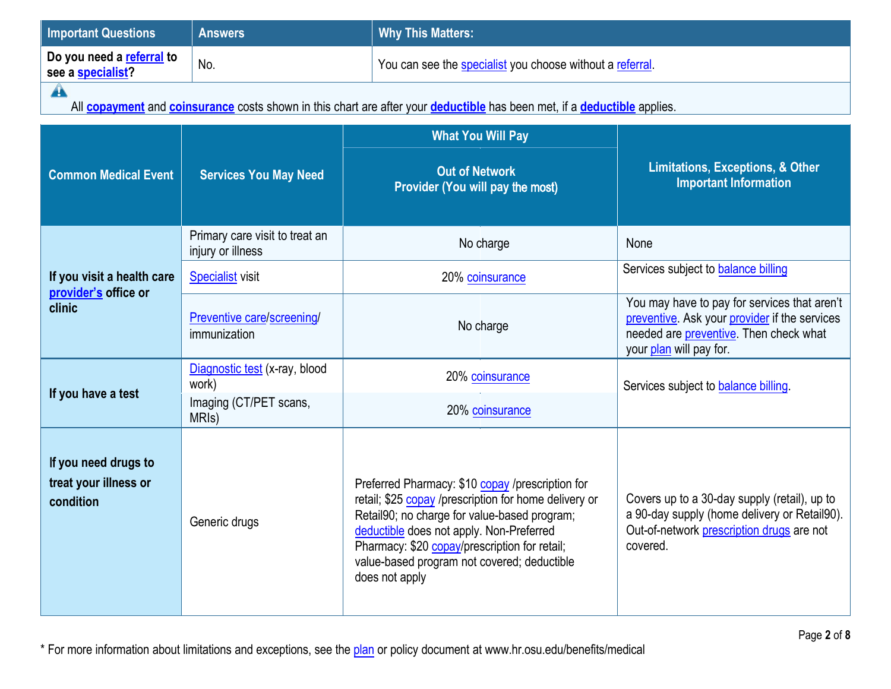| Important Questions | Answers | Why This Matters: |
|---|---|---|
| **Do you need a referral to see a specialist?** | No. | You can see the specialist you choose without a referral. |

All **copayment** and **coinsurance** costs shown in this chart are after your **deductible** has been met, if a **deductible** applies.

| Common Medical Event | Services You May Need | What You Will Pay: Out of Network Provider (You will pay the most) | Limitations, Exceptions, & Other Important Information |
|---|---|---|---|
| **If you visit a health care provider's office or clinic** | Primary care visit to treat an injury or illness | No charge | None |
| | Specialist visit | 20% coinsurance | Services subject to balance billing |
| | Preventive care/screening/ immunization | No charge | You may have to pay for services that aren't preventive. Ask your provider if the services needed are preventive. Then check what your plan will pay for. |
| **If you have a test** | Diagnostic test (x-ray, blood work) | 20% coinsurance | Services subject to balance billing. |
| | Imaging (CT/PET scans, MRIs) | 20% coinsurance | |
| **If you need drugs to treat your illness or condition** | Generic drugs | Preferred Pharmacy: $10 copay /prescription for retail; $25 copay /prescription for home delivery or Retail90; no charge for value-based program; deductible does not apply. Non-Preferred Pharmacy: $20 copay/prescription for retail; value-based program not covered; deductible does not apply | Covers up to a 30-day supply (retail), up to a 90-day supply (home delivery or Retail90). Out-of-network prescription drugs are not covered. |

* For more information about limitations and exceptions, see the plan or policy document at www.hr.osu.edu/benefits/medical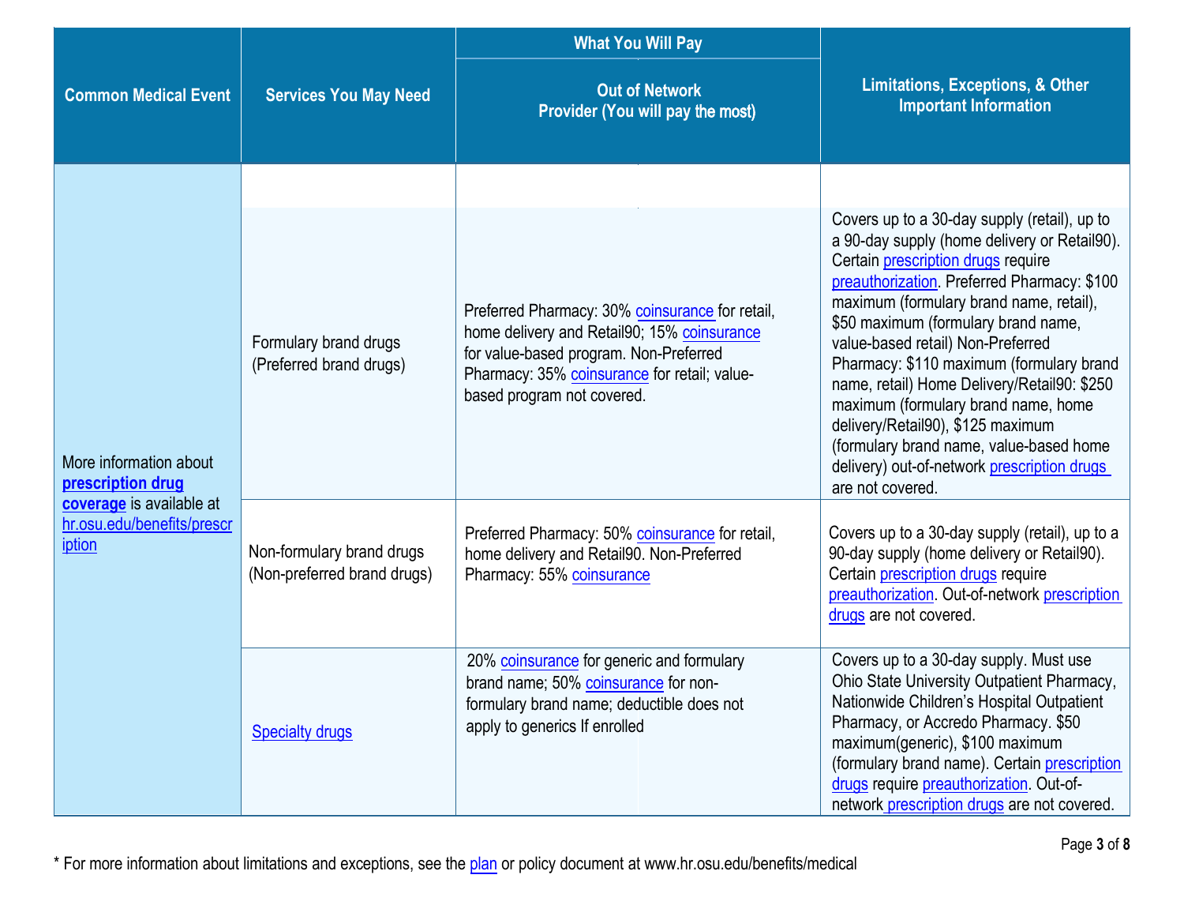| Common Medical Event | Services You May Need | What You Will Pay | Limitations, Exceptions, & Other Important Information |
|---|---|---|---|
| | | Out of Network Provider (You will pay the most) | |
| More information about **prescription drug coverage** is available at hr.osu.edu/benefits/prescription | | | |
| | Formulary brand drugs (Preferred brand drugs) | Preferred Pharmacy: 30% coinsurance for retail, home delivery and Retail90; 15% coinsurance for value-based program. Non-Preferred Pharmacy: 35% coinsurance for retail; value-based program not covered. | Covers up to a 30-day supply (retail), up to a 90-day supply (home delivery or Retail90). Certain prescription drugs require preauthorization. Preferred Pharmacy: $100 maximum (formulary brand name, retail), $50 maximum (formulary brand name, value-based retail) Non-Preferred Pharmacy: $110 maximum (formulary brand name, retail) Home Delivery/Retail90: $250 maximum (formulary brand name, home delivery/Retail90), $125 maximum (formulary brand name, value-based home delivery) out-of-network prescription drugs are not covered. |
| | Non-formulary brand drugs (Non-preferred brand drugs) | Preferred Pharmacy: 50% coinsurance for retail, home delivery and Retail90. Non-Preferred Pharmacy: 55% coinsurance | Covers up to a 30-day supply (retail), up to a 90-day supply (home delivery or Retail90). Certain prescription drugs require preauthorization. Out-of-network prescription drugs are not covered. |
| | Specialty drugs | 20% coinsurance for generic and formulary brand name; 50% coinsurance for non-formulary brand name; deductible does not apply to generics If enrolled | Covers up to a 30-day supply. Must use Ohio State University Outpatient Pharmacy, Nationwide Children's Hospital Outpatient Pharmacy, or Accredo Pharmacy. $50 maximum(generic), $100 maximum (formulary brand name). Certain prescription drugs require preauthorization. Out-of-network prescription drugs are not covered. |

* For more information about limitations and exceptions, see the plan or policy document at www.hr.osu.edu/benefits/medical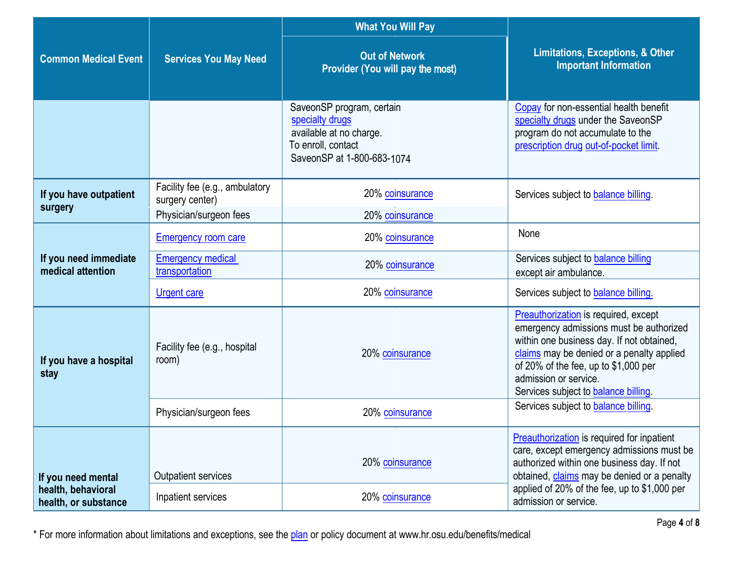| Common Medical Event | Services You May Need | What You Will Pay: Out of Network Provider (You will pay the most) | Limitations, Exceptions, & Other Important Information |
|---|---|---|---|
| | | SaveonSP program, certain specialty drugs available at no charge. To enroll, contact SaveonSP at 1-800-683-1074 | Copay for non-essential health benefit specialty drugs under the SaveonSP program do not accumulate to the prescription drug out-of-pocket limit. |
| If you have outpatient surgery | Facility fee (e.g., ambulatory surgery center) | 20% coinsurance | Services subject to balance billing. |
| | Physician/surgeon fees | 20% coinsurance | |
| If you need immediate medical attention | Emergency room care | 20% coinsurance | None |
| | Emergency medical transportation | 20% coinsurance | Services subject to balance billing except air ambulance. |
| | Urgent care | 20% coinsurance | Services subject to balance billing. |
| If you have a hospital stay | Facility fee (e.g., hospital room) | 20% coinsurance | Preauthorization is required, except emergency admissions must be authorized within one business day. If not obtained, claims may be denied or a penalty applied of 20% of the fee, up to $1,000 per admission or service. Services subject to balance billing. |
| | Physician/surgeon fees | 20% coinsurance | Services subject to balance billing. |
| If you need mental health, behavioral health, or substance | Outpatient services | 20% coinsurance | Preauthorization is required for inpatient care, except emergency admissions must be authorized within one business day. If not obtained, claims may be denied or a penalty applied of 20% of the fee, up to $1,000 per admission or service. |
| | Inpatient services | 20% coinsurance | |

* For more information about limitations and exceptions, see the plan or policy document at www.hr.osu.edu/benefits/medical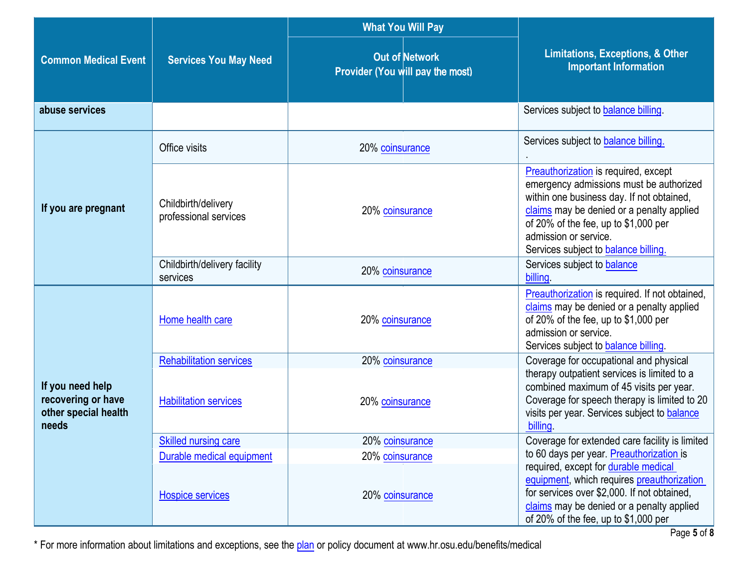| Common Medical Event | Services You May Need | What You Will Pay<br>Out of Network Provider (You will pay the most) | Limitations, Exceptions, & Other Important Information |
|---|---|---|---|
| abuse services | | | Services subject to balance billing. |
| If you are pregnant | Office visits | 20% coinsurance | Services subject to balance billing.<br>. |
| | Childbirth/delivery professional services | 20% coinsurance | Preauthorization is required, except emergency admissions must be authorized within one business day. If not obtained, claims may be denied or a penalty applied of 20% of the fee, up to $1,000 per admission or service.<br>Services subject to balance billing. |
| | Childbirth/delivery facility services | 20% coinsurance | Services subject to balance billing. |
| If you need help recovering or have other special health needs | Home health care | 20% coinsurance | Preauthorization is required. If not obtained, claims may be denied or a penalty applied of 20% of the fee, up to $1,000 per admission or service.<br>Services subject to balance billing. |
| | Rehabilitation services | 20% coinsurance | Coverage for occupational and physical therapy outpatient services is limited to a combined maximum of 45 visits per year. Coverage for speech therapy is limited to 20 visits per year. Services subject to balance billing. |
| | Habilitation services | 20% coinsurance | |
| | Skilled nursing care | 20% coinsurance | Coverage for extended care facility is limited to 60 days per year. Preauthorization is required, except for durable medical equipment, which requires preauthorization for services over $2,000. If not obtained, claims may be denied or a penalty applied of 20% of the fee, up to $1,000 per |
| | Durable medical equipment | 20% coinsurance | |
| | Hospice services | 20% coinsurance | |

* For more information about limitations and exceptions, see the plan or policy document at www.hr.osu.edu/benefits/medical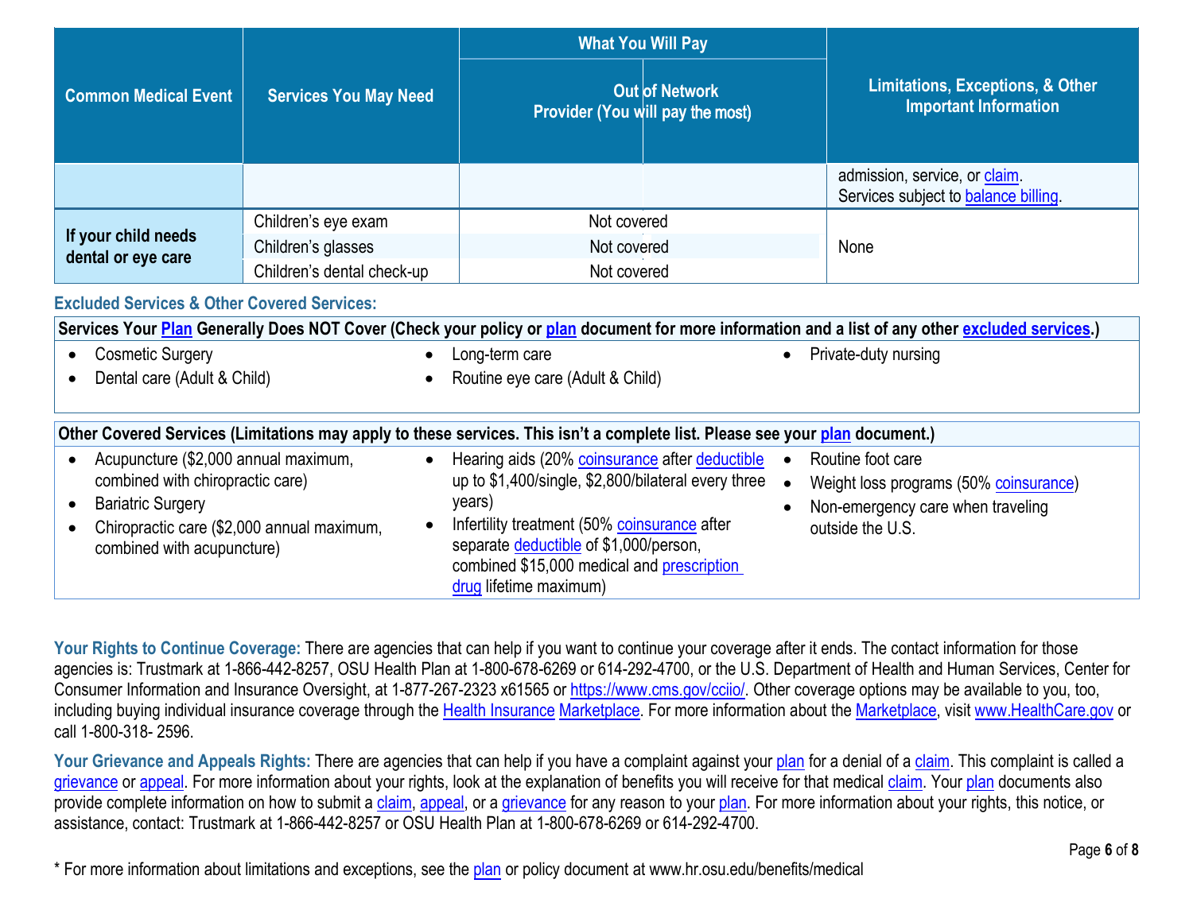| Common Medical Event | Services You May Need | What You Will Pay: Out of Network Provider (You will pay the most) | Limitations, Exceptions, & Other Important Information |
|---|---|---|---|
| | | | admission, service, or claim. Services subject to balance billing. |
| If your child needs dental or eye care | Children's eye exam | Not covered | None |
| | Children's glasses | Not covered | |
| | Children's dental check-up | Not covered | |

**Excluded Services & Other Covered Services:**

| Services Your Plan Generally Does NOT Cover (Check your policy or plan document for more information and a list of any other excluded services.) |
|---|
| • Cosmetic Surgery<br>• Dental care (Adult & Child)<br>• Long-term care<br>• Routine eye care (Adult & Child)<br>• Private-duty nursing |

| Other Covered Services (Limitations may apply to these services. This isn't a complete list. Please see your plan document.) |
|---|
| • Acupuncture ($2,000 annual maximum, combined with chiropractic care)<br>• Bariatric Surgery<br>• Chiropractic care ($2,000 annual maximum, combined with acupuncture)<br>• Hearing aids (20% coinsurance after deductible up to $1,400/single, $2,800/bilateral every three years)<br>• Infertility treatment (50% coinsurance after separate deductible of $1,000/person, combined $15,000 medical and prescription drug lifetime maximum)<br>• Routine foot care<br>• Weight loss programs (50% coinsurance)<br>• Non-emergency care when traveling outside the U.S. |

**Your Rights to Continue Coverage:** There are agencies that can help if you want to continue your coverage after it ends. The contact information for those agencies is: Trustmark at 1-866-442-8257, OSU Health Plan at 1-800-678-6269 or 614-292-4700, or the U.S. Department of Health and Human Services, Center for Consumer Information and Insurance Oversight, at 1-877-267-2323 x61565 or https://www.cms.gov/cciio/. Other coverage options may be available to you, too, including buying individual insurance coverage through the Health Insurance Marketplace. For more information about the Marketplace, visit www.HealthCare.gov or call 1-800-318- 2596.

**Your Grievance and Appeals Rights:** There are agencies that can help if you have a complaint against your plan for a denial of a claim. This complaint is called a grievance or appeal. For more information about your rights, look at the explanation of benefits you will receive for that medical claim. Your plan documents also provide complete information on how to submit a claim, appeal, or a grievance for any reason to your plan. For more information about your rights, this notice, or assistance, contact: Trustmark at 1-866-442-8257 or OSU Health Plan at 1-800-678-6269 or 614-292-4700.

* For more information about limitations and exceptions, see the plan or policy document at www.hr.osu.edu/benefits/medical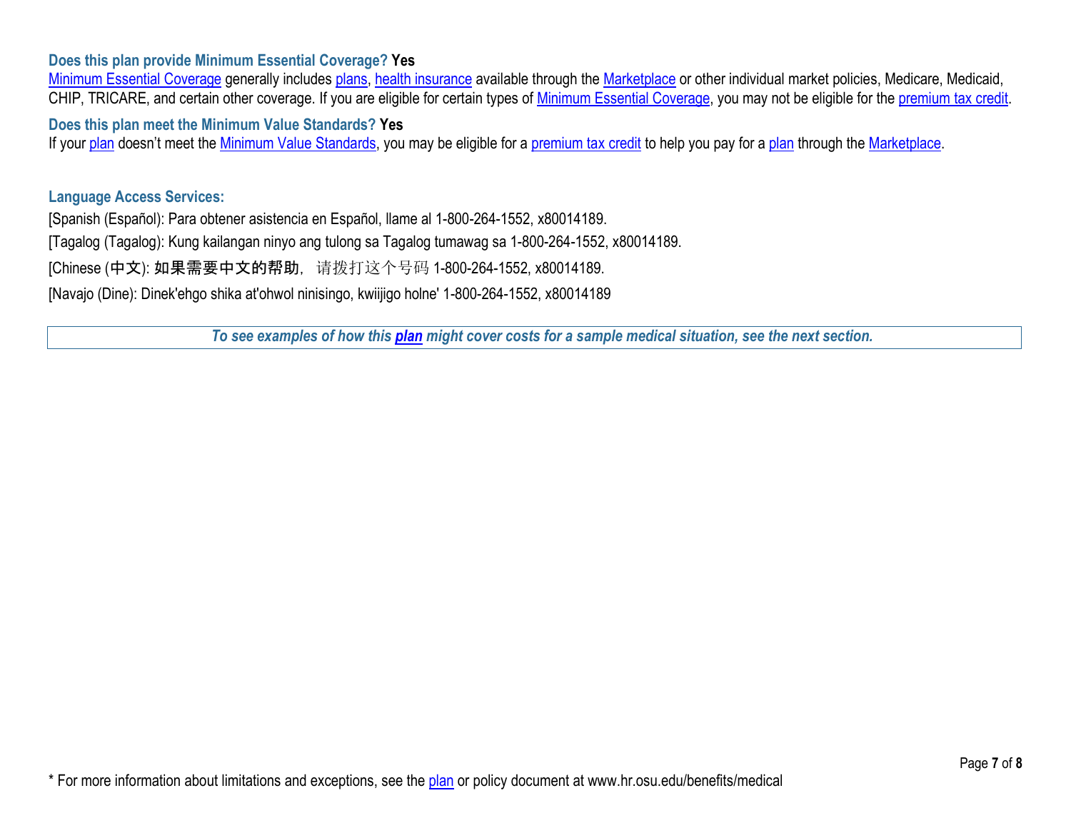**Does this plan provide Minimum Essential Coverage? Yes**

Minimum Essential Coverage generally includes plans, health insurance available through the Marketplace or other individual market policies, Medicare, Medicaid, CHIP, TRICARE, and certain other coverage. If you are eligible for certain types of Minimum Essential Coverage, you may not be eligible for the premium tax credit.

**Does this plan meet the Minimum Value Standards? Yes**

If your plan doesn't meet the Minimum Value Standards, you may be eligible for a premium tax credit to help you pay for a plan through the Marketplace.

**Language Access Services:**

[Spanish (Español): Para obtener asistencia en Español, llame al 1-800-264-1552, x80014189.

[Tagalog (Tagalog): Kung kailangan ninyo ang tulong sa Tagalog tumawag sa 1-800-264-1552, x80014189.

[Chinese (中文): 如果需要中文的帮助，请拨打这个号码 1-800-264-1552, x80014189.

[Navajo (Dine): Dinek'ehgo shika at'ohwol ninisingo, kwiijigo holne' 1-800-264-1552, x80014189

***To see examples of how this plan might cover costs for a sample medical situation, see the next section.***

* For more information about limitations and exceptions, see the plan or policy document at www.hr.osu.edu/benefits/medical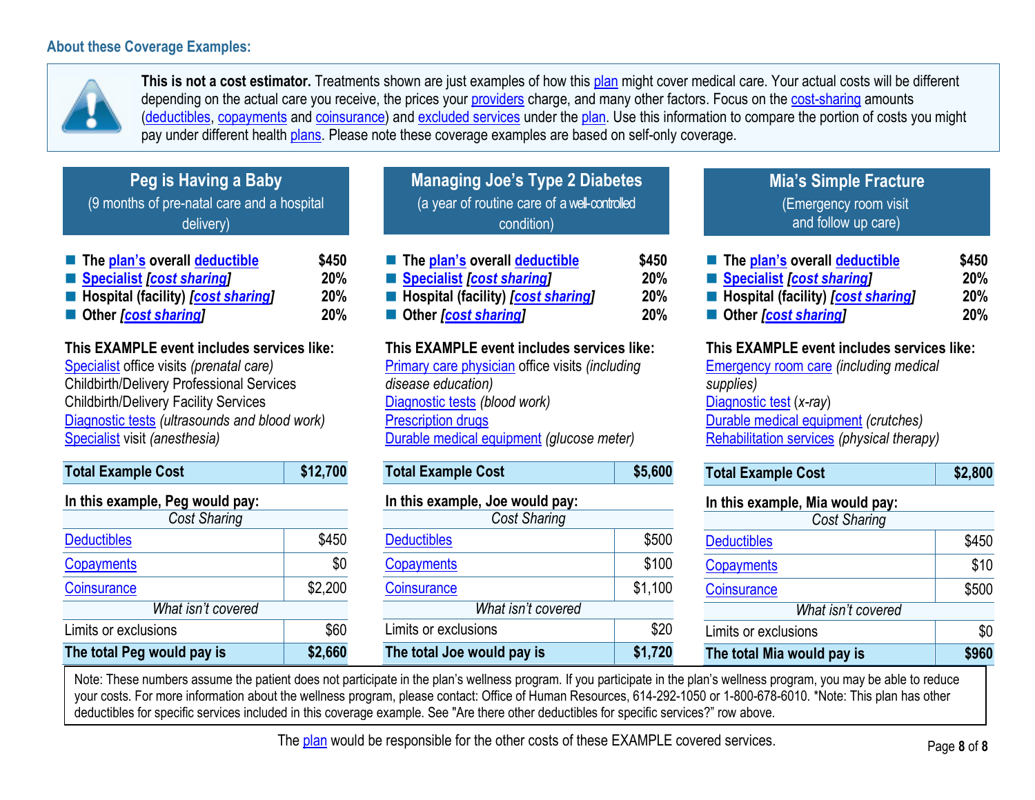### About these Coverage Examples:

**This is not a cost estimator.** Treatments shown are just examples of how this plan might cover medical care. Your actual costs will be different depending on the actual care you receive, the prices your providers charge, and many other factors. Focus on the cost-sharing amounts (deductibles, copayments and coinsurance) and excluded services under the plan. Use this information to compare the portion of costs you might pay under different health plans. Please note these coverage examples are based on self-only coverage.

## Peg is Having a Baby

(9 months of pre-natal care and a hospital delivery)

| | |
|---|---|
| **The plan's overall deductible** | **$450** |
| **Specialist [cost sharing]** | **20%** |
| **Hospital (facility) [cost sharing]** | **20%** |
| **Other [cost sharing]** | **20%** |

**This EXAMPLE event includes services like:**
Specialist office visits *(prenatal care)*
Childbirth/Delivery Professional Services
Childbirth/Delivery Facility Services
Diagnostic tests *(ultrasounds and blood work)*
Specialist visit *(anesthesia)*

| **Total Example Cost** | **$12,700** |
|---|---|
| **In this example, Peg would pay:** | |
| *Cost Sharing* | |
| Deductibles | $450 |
| Copayments | $0 |
| Coinsurance | $2,200 |
| *What isn't covered* | |
| Limits or exclusions | $60 |
| **The total Peg would pay is** | **$2,660** |

## Managing Joe's Type 2 Diabetes

(a year of routine care of a well-controlled condition)

| | |
|---|---|
| **The plan's overall deductible** | **$450** |
| **Specialist [cost sharing]** | **20%** |
| **Hospital (facility) [cost sharing]** | **20%** |
| **Other [cost sharing]** | **20%** |

**This EXAMPLE event includes services like:**
Primary care physician office visits *(including disease education)*
Diagnostic tests *(blood work)*
Prescription drugs
Durable medical equipment *(glucose meter)*

| **Total Example Cost** | **$5,600** |
|---|---|
| **In this example, Joe would pay:** | |
| *Cost Sharing* | |
| Deductibles | $500 |
| Copayments | $100 |
| Coinsurance | $1,100 |
| *What isn't covered* | |
| Limits or exclusions | $20 |
| **The total Joe would pay is** | **$1,720** |

## Mia's Simple Fracture

(Emergency room visit and follow up care)

| | |
|---|---|
| **The plan's overall deductible** | **$450** |
| **Specialist [cost sharing]** | **20%** |
| **Hospital (facility) [cost sharing]** | **20%** |
| **Other [cost sharing]** | **20%** |

**This EXAMPLE event includes services like:**
Emergency room care *(including medical supplies)*
Diagnostic test *(x-ray)*
Durable medical equipment *(crutches)*
Rehabilitation services *(physical therapy)*

| **Total Example Cost** | **$2,800** |
|---|---|
| **In this example, Mia would pay:** | |
| *Cost Sharing* | |
| Deductibles | $450 |
| Copayments | $10 |
| Coinsurance | $500 |
| *What isn't covered* | |
| Limits or exclusions | $0 |
| **The total Mia would pay is** | **$960** |

Note: These numbers assume the patient does not participate in the plan's wellness program. If you participate in the plan's wellness program, you may be able to reduce your costs. For more information about the wellness program, please contact: Office of Human Resources, 614-292-1050 or 1-800-678-6010. *Note: This plan has other deductibles for specific services included in this coverage example. See "Are there other deductibles for specific services?" row above.

The plan would be responsible for the other costs of these EXAMPLE covered services.